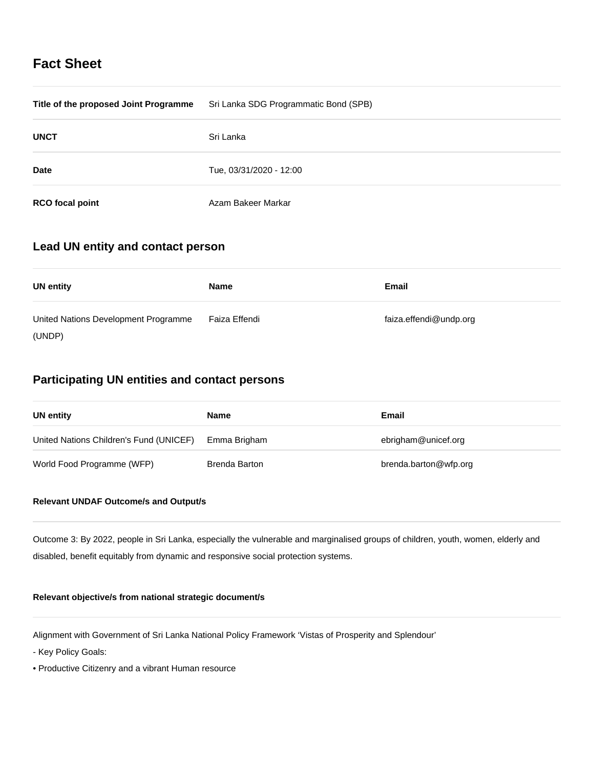# Fact Sheet

| | |
|---|---|
| **Title of the proposed Joint Programme** | Sri Lanka SDG Programmatic Bond (SPB) |
| **UNCT** | Sri Lanka |
| **Date** | Tue, 03/31/2020 - 12:00 |
| **RCO focal point** | Azam Bakeer Markar |

## Lead UN entity and contact person

| UN entity | Name | Email |
|---|---|---|
| United Nations Development Programme (UNDP) | Faiza Effendi | faiza.effendi@undp.org |

## Participating UN entities and contact persons

| UN entity | Name | Email |
|---|---|---|
| United Nations Children's Fund (UNICEF) | Emma Brigham | ebrigham@unicef.org |
| World Food Programme (WFP) | Brenda Barton | brenda.barton@wfp.org |

#### Relevant UNDAF Outcome/s and Output/s

Outcome 3: By 2022, people in Sri Lanka, especially the vulnerable and marginalised groups of children, youth, women, elderly and disabled, benefit equitably from dynamic and responsive social protection systems.

#### Relevant objective/s from national strategic document/s

Alignment with Government of Sri Lanka National Policy Framework 'Vistas of Prosperity and Splendour'

- Key Policy Goals:

• Productive Citizenry and a vibrant Human resource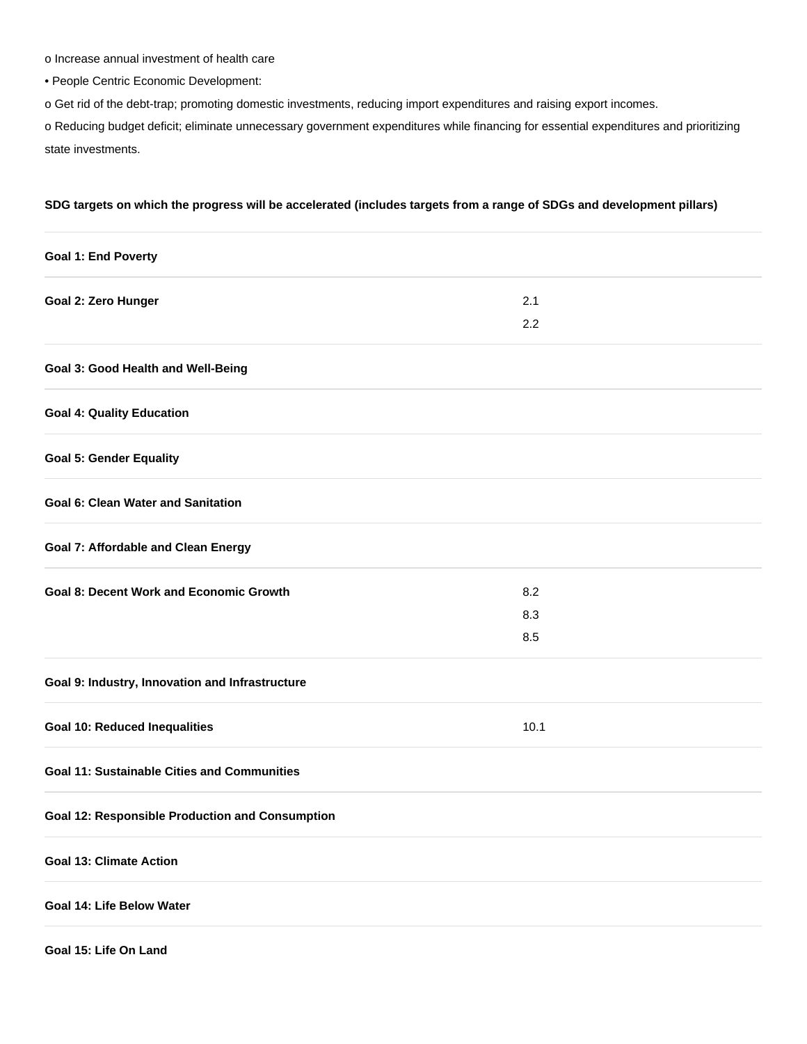o Increase annual investment of health care

• People Centric Economic Development:

o Get rid of the debt-trap; promoting domestic investments, reducing import expenditures and raising export incomes.

o Reducing budget deficit; eliminate unnecessary government expenditures while financing for essential expenditures and prioritizing state investments.

**SDG targets on which the progress will be accelerated (includes targets from a range of SDGs and development pillars)**

| | |
|---|---|
| **Goal 1: End Poverty** | |
| **Goal 2: Zero Hunger** | 2.1<br>2.2 |
| **Goal 3: Good Health and Well-Being** | |
| **Goal 4: Quality Education** | |
| **Goal 5: Gender Equality** | |
| **Goal 6: Clean Water and Sanitation** | |
| **Goal 7: Affordable and Clean Energy** | |
| **Goal 8: Decent Work and Economic Growth** | 8.2<br>8.3<br>8.5 |
| **Goal 9: Industry, Innovation and Infrastructure** | |
| **Goal 10: Reduced Inequalities** | 10.1 |
| **Goal 11: Sustainable Cities and Communities** | |
| **Goal 12: Responsible Production and Consumption** | |
| **Goal 13: Climate Action** | |
| **Goal 14: Life Below Water** | |
| **Goal 15: Life On Land** | |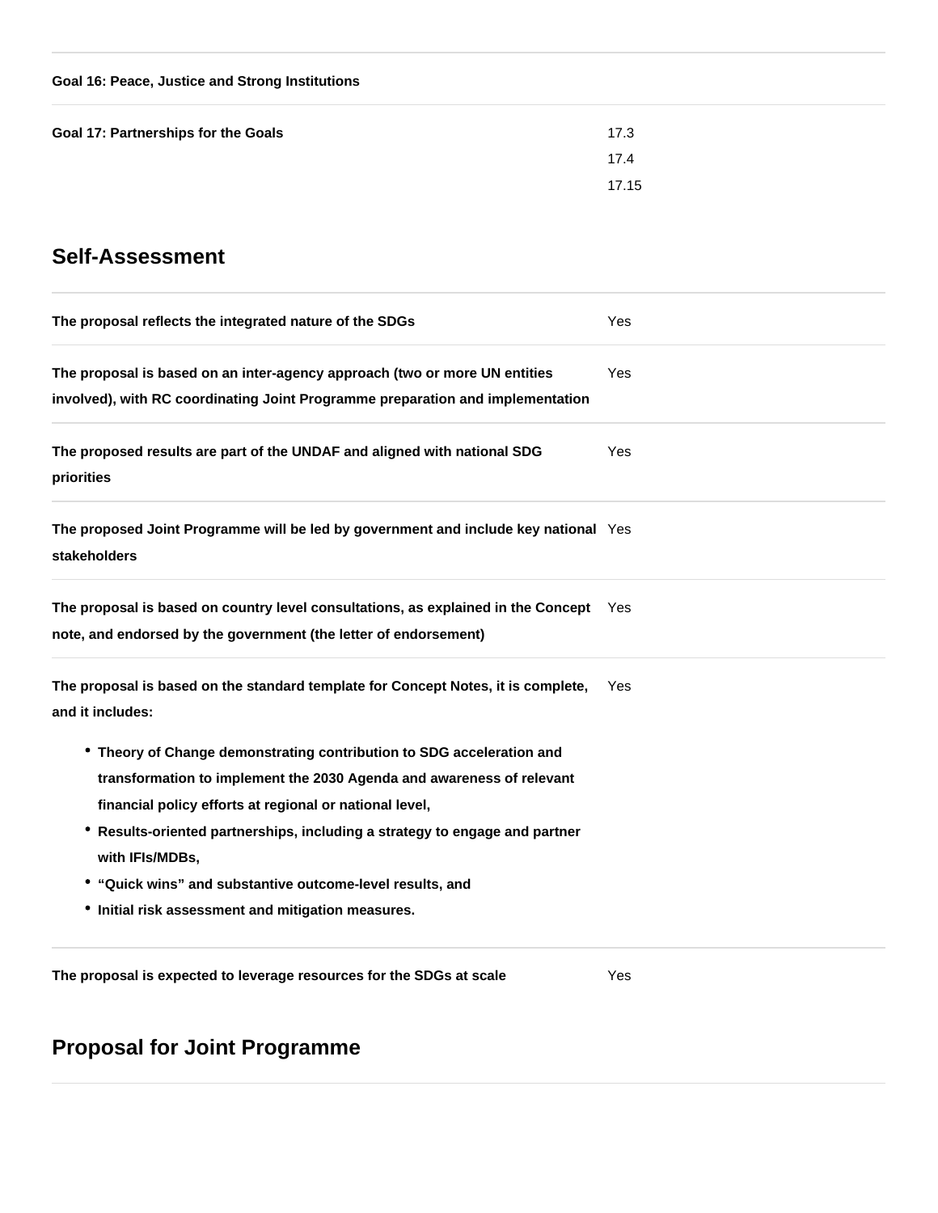| | |
|---|---|
| **Goal 16: Peace, Justice and Strong Institutions** | |
| **Goal 17: Partnerships for the Goals** | 17.3<br>17.4<br>17.15 |

## Self-Assessment

| | |
|---|---|
| **The proposal reflects the integrated nature of the SDGs** | Yes |
| **The proposal is based on an inter-agency approach (two or more UN entities involved), with RC coordinating Joint Programme preparation and implementation** | Yes |
| **The proposed results are part of the UNDAF and aligned with national SDG priorities** | Yes |
| **The proposed Joint Programme will be led by government and include key national stakeholders** | Yes |
| **The proposal is based on country level consultations, as explained in the Concept note, and endorsed by the government (the letter of endorsement)** | Yes |
| **The proposal is based on the standard template for Concept Notes, it is complete, and it includes:**<br>• **Theory of Change demonstrating contribution to SDG acceleration and transformation to implement the 2030 Agenda and awareness of relevant financial policy efforts at regional or national level,**<br>• **Results-oriented partnerships, including a strategy to engage and partner with IFIs/MDBs,**<br>• **"Quick wins" and substantive outcome-level results, and**<br>• **Initial risk assessment and mitigation measures.** | Yes |
| **The proposal is expected to leverage resources for the SDGs at scale** | Yes |

## Proposal for Joint Programme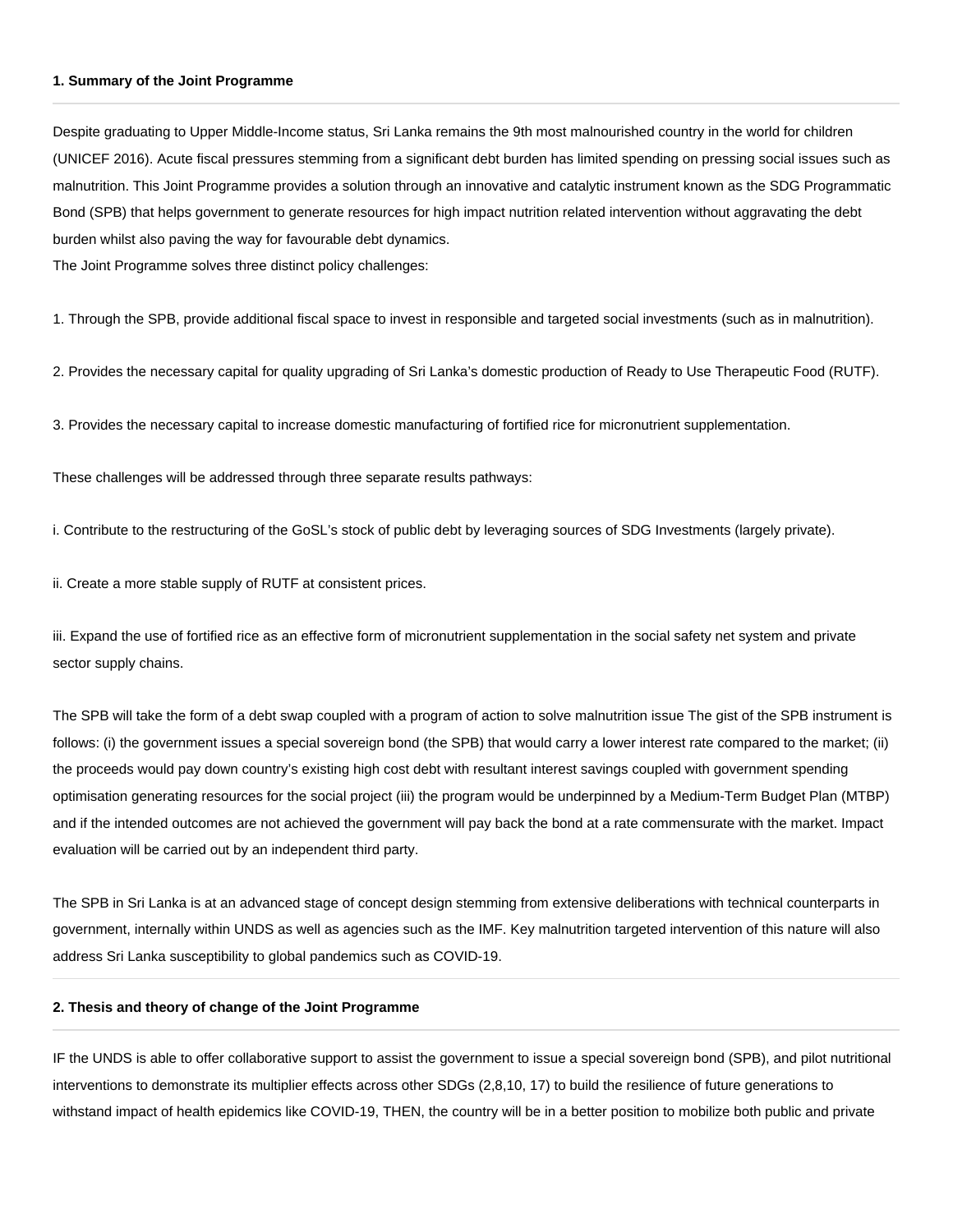#### 1. Summary of the Joint Programme

Despite graduating to Upper Middle-Income status, Sri Lanka remains the 9th most malnourished country in the world for children (UNICEF 2016). Acute fiscal pressures stemming from a significant debt burden has limited spending on pressing social issues such as malnutrition. This Joint Programme provides a solution through an innovative and catalytic instrument known as the SDG Programmatic Bond (SPB) that helps government to generate resources for high impact nutrition related intervention without aggravating the debt burden whilst also paving the way for favourable debt dynamics.
The Joint Programme solves three distinct policy challenges:

1. Through the SPB, provide additional fiscal space to invest in responsible and targeted social investments (such as in malnutrition).

2. Provides the necessary capital for quality upgrading of Sri Lanka's domestic production of Ready to Use Therapeutic Food (RUTF).

3. Provides the necessary capital to increase domestic manufacturing of fortified rice for micronutrient supplementation.

These challenges will be addressed through three separate results pathways:

i. Contribute to the restructuring of the GoSL's stock of public debt by leveraging sources of SDG Investments (largely private).

ii. Create a more stable supply of RUTF at consistent prices.

iii. Expand the use of fortified rice as an effective form of micronutrient supplementation in the social safety net system and private sector supply chains.

The SPB will take the form of a debt swap coupled with a program of action to solve malnutrition issue The gist of the SPB instrument is follows: (i) the government issues a special sovereign bond (the SPB) that would carry a lower interest rate compared to the market; (ii) the proceeds would pay down country's existing high cost debt with resultant interest savings coupled with government spending optimisation generating resources for the social project (iii) the program would be underpinned by a Medium-Term Budget Plan (MTBP) and if the intended outcomes are not achieved the government will pay back the bond at a rate commensurate with the market. Impact evaluation will be carried out by an independent third party.

The SPB in Sri Lanka is at an advanced stage of concept design stemming from extensive deliberations with technical counterparts in government, internally within UNDS as well as agencies such as the IMF. Key malnutrition targeted intervention of this nature will also address Sri Lanka susceptibility to global pandemics such as COVID-19.

#### 2. Thesis and theory of change of the Joint Programme

IF the UNDS is able to offer collaborative support to assist the government to issue a special sovereign bond (SPB), and pilot nutritional interventions to demonstrate its multiplier effects across other SDGs (2,8,10, 17) to build the resilience of future generations to withstand impact of health epidemics like COVID-19, THEN, the country will be in a better position to mobilize both public and private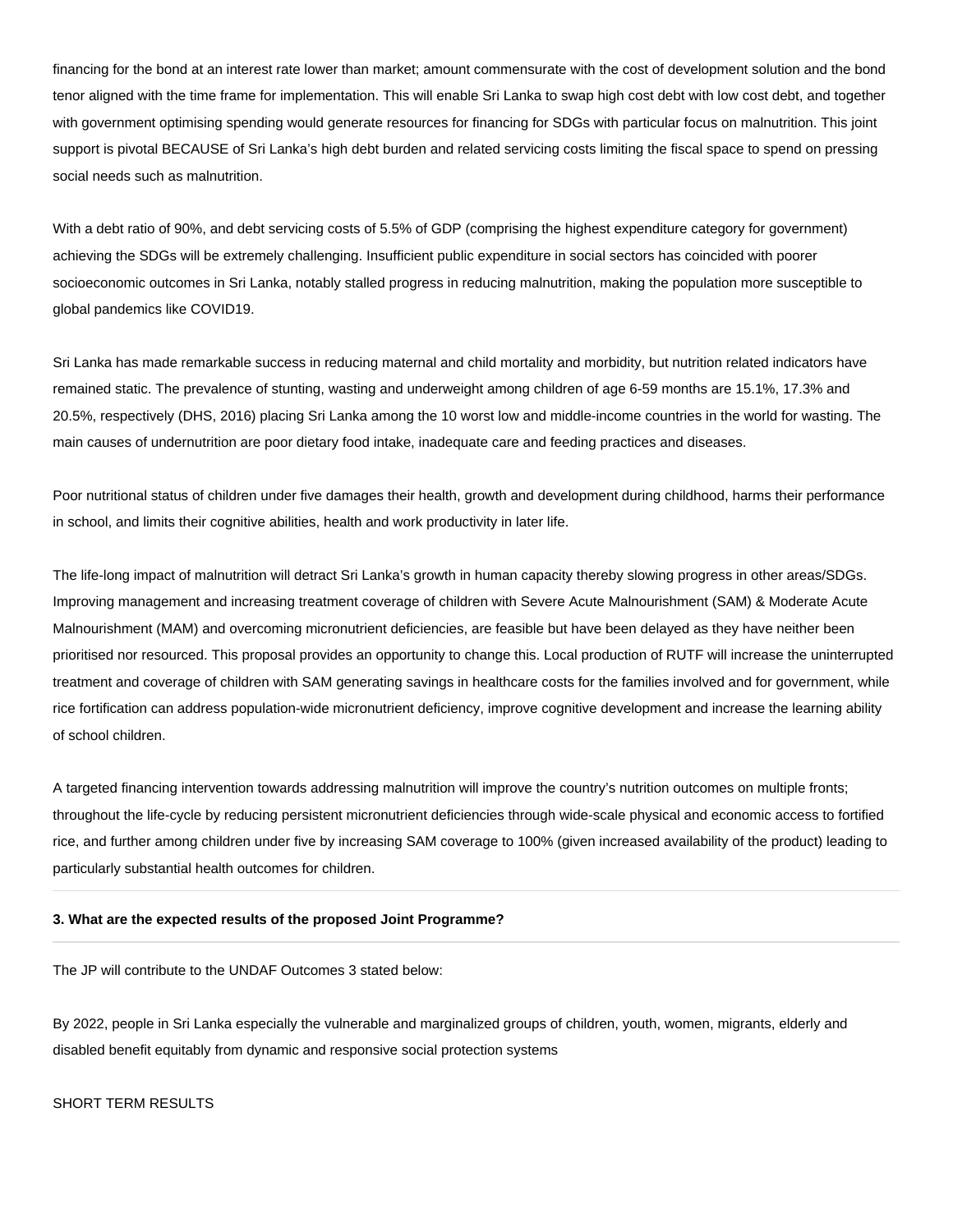financing for the bond at an interest rate lower than market; amount commensurate with the cost of development solution and the bond tenor aligned with the time frame for implementation. This will enable Sri Lanka to swap high cost debt with low cost debt, and together with government optimising spending would generate resources for financing for SDGs with particular focus on malnutrition. This joint support is pivotal BECAUSE of Sri Lanka's high debt burden and related servicing costs limiting the fiscal space to spend on pressing social needs such as malnutrition.

With a debt ratio of 90%, and debt servicing costs of 5.5% of GDP (comprising the highest expenditure category for government) achieving the SDGs will be extremely challenging. Insufficient public expenditure in social sectors has coincided with poorer socioeconomic outcomes in Sri Lanka, notably stalled progress in reducing malnutrition, making the population more susceptible to global pandemics like COVID19.

Sri Lanka has made remarkable success in reducing maternal and child mortality and morbidity, but nutrition related indicators have remained static. The prevalence of stunting, wasting and underweight among children of age 6-59 months are 15.1%, 17.3% and 20.5%, respectively (DHS, 2016) placing Sri Lanka among the 10 worst low and middle-income countries in the world for wasting. The main causes of undernutrition are poor dietary food intake, inadequate care and feeding practices and diseases.

Poor nutritional status of children under five damages their health, growth and development during childhood, harms their performance in school, and limits their cognitive abilities, health and work productivity in later life.

The life-long impact of malnutrition will detract Sri Lanka's growth in human capacity thereby slowing progress in other areas/SDGs. Improving management and increasing treatment coverage of children with Severe Acute Malnourishment (SAM) & Moderate Acute Malnourishment (MAM) and overcoming micronutrient deficiencies, are feasible but have been delayed as they have neither been prioritised nor resourced. This proposal provides an opportunity to change this. Local production of RUTF will increase the uninterrupted treatment and coverage of children with SAM generating savings in healthcare costs for the families involved and for government, while rice fortification can address population-wide micronutrient deficiency, improve cognitive development and increase the learning ability of school children.

A targeted financing intervention towards addressing malnutrition will improve the country's nutrition outcomes on multiple fronts; throughout the life-cycle by reducing persistent micronutrient deficiencies through wide-scale physical and economic access to fortified rice, and further among children under five by increasing SAM coverage to 100% (given increased availability of the product) leading to particularly substantial health outcomes for children.

### 3. What are the expected results of the proposed Joint Programme?

The JP will contribute to the UNDAF Outcomes 3 stated below:

By 2022, people in Sri Lanka especially the vulnerable and marginalized groups of children, youth, women, migrants, elderly and disabled benefit equitably from dynamic and responsive social protection systems

SHORT TERM RESULTS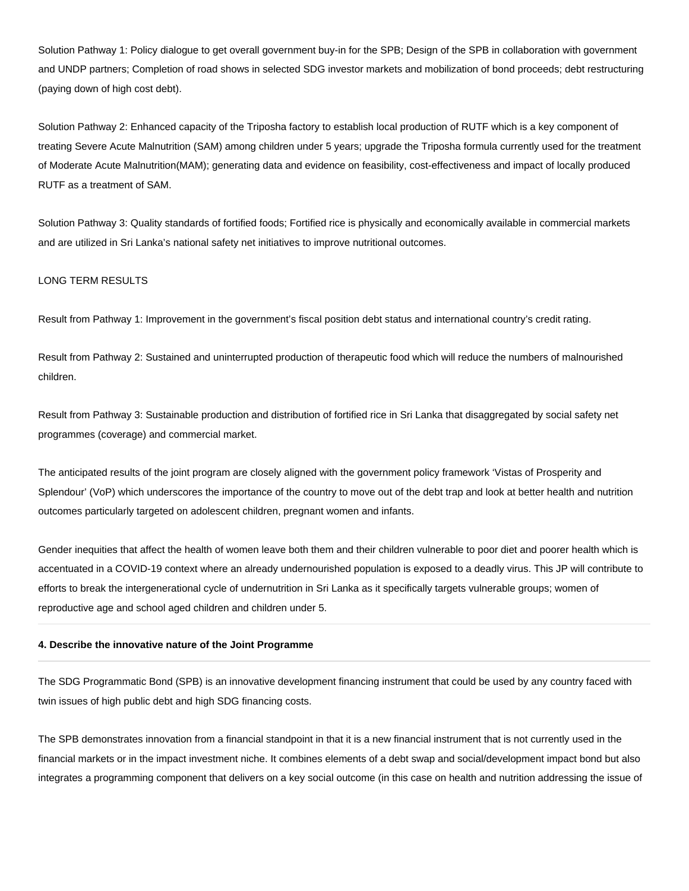Solution Pathway 1: Policy dialogue to get overall government buy-in for the SPB; Design of the SPB in collaboration with government and UNDP partners; Completion of road shows in selected SDG investor markets and mobilization of bond proceeds; debt restructuring (paying down of high cost debt).

Solution Pathway 2: Enhanced capacity of the Triposha factory to establish local production of RUTF which is a key component of treating Severe Acute Malnutrition (SAM) among children under 5 years; upgrade the Triposha formula currently used for the treatment of Moderate Acute Malnutrition(MAM); generating data and evidence on feasibility, cost-effectiveness and impact of locally produced RUTF as a treatment of SAM.

Solution Pathway 3: Quality standards of fortified foods; Fortified rice is physically and economically available in commercial markets and are utilized in Sri Lanka's national safety net initiatives to improve nutritional outcomes.

LONG TERM RESULTS

Result from Pathway 1: Improvement in the government's fiscal position debt status and international country's credit rating.

Result from Pathway 2: Sustained and uninterrupted production of therapeutic food which will reduce the numbers of malnourished children.

Result from Pathway 3: Sustainable production and distribution of fortified rice in Sri Lanka that disaggregated by social safety net programmes (coverage) and commercial market.

The anticipated results of the joint program are closely aligned with the government policy framework 'Vistas of Prosperity and Splendour' (VoP) which underscores the importance of the country to move out of the debt trap and look at better health and nutrition outcomes particularly targeted on adolescent children, pregnant women and infants.

Gender inequities that affect the health of women leave both them and their children vulnerable to poor diet and poorer health which is accentuated in a COVID-19 context where an already undernourished population is exposed to a deadly virus. This JP will contribute to efforts to break the intergenerational cycle of undernutrition in Sri Lanka as it specifically targets vulnerable groups; women of reproductive age and school aged children and children under 5.

---

**4. Describe the innovative nature of the Joint Programme**

---

The SDG Programmatic Bond (SPB) is an innovative development financing instrument that could be used by any country faced with twin issues of high public debt and high SDG financing costs.

The SPB demonstrates innovation from a financial standpoint in that it is a new financial instrument that is not currently used in the financial markets or in the impact investment niche. It combines elements of a debt swap and social/development impact bond but also integrates a programming component that delivers on a key social outcome (in this case on health and nutrition addressing the issue of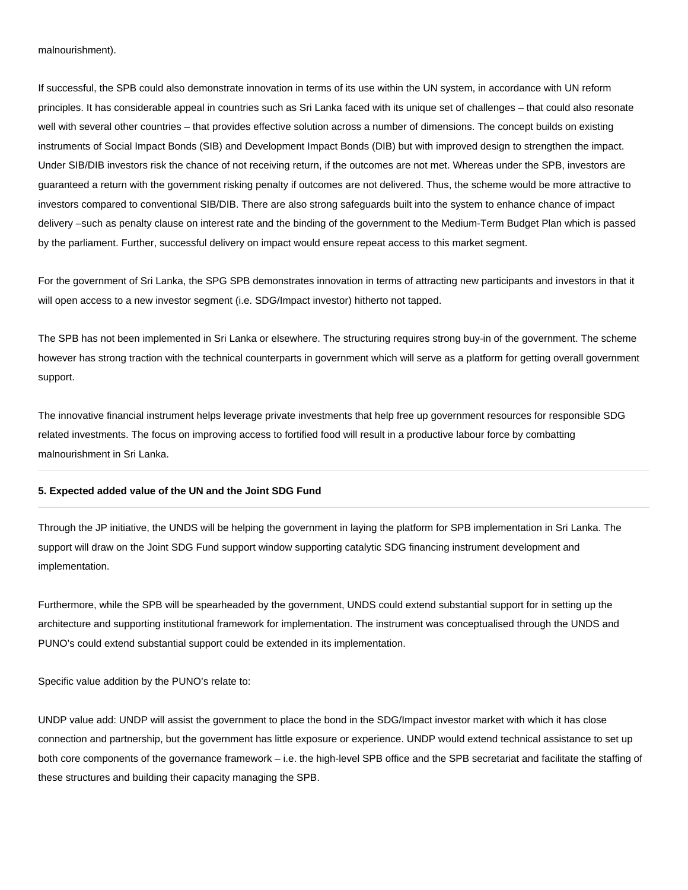malnourishment).

If successful, the SPB could also demonstrate innovation in terms of its use within the UN system, in accordance with UN reform principles. It has considerable appeal in countries such as Sri Lanka faced with its unique set of challenges – that could also resonate well with several other countries – that provides effective solution across a number of dimensions. The concept builds on existing instruments of Social Impact Bonds (SIB) and Development Impact Bonds (DIB) but with improved design to strengthen the impact. Under SIB/DIB investors risk the chance of not receiving return, if the outcomes are not met. Whereas under the SPB, investors are guaranteed a return with the government risking penalty if outcomes are not delivered. Thus, the scheme would be more attractive to investors compared to conventional SIB/DIB. There are also strong safeguards built into the system to enhance chance of impact delivery –such as penalty clause on interest rate and the binding of the government to the Medium-Term Budget Plan which is passed by the parliament. Further, successful delivery on impact would ensure repeat access to this market segment.

For the government of Sri Lanka, the SPG SPB demonstrates innovation in terms of attracting new participants and investors in that it will open access to a new investor segment (i.e. SDG/Impact investor) hitherto not tapped.

The SPB has not been implemented in Sri Lanka or elsewhere. The structuring requires strong buy-in of the government. The scheme however has strong traction with the technical counterparts in government which will serve as a platform for getting overall government support.

The innovative financial instrument helps leverage private investments that help free up government resources for responsible SDG related investments. The focus on improving access to fortified food will result in a productive labour force by combatting malnourishment in Sri Lanka.

**5. Expected added value of the UN and the Joint SDG Fund**

Through the JP initiative, the UNDS will be helping the government in laying the platform for SPB implementation in Sri Lanka. The support will draw on the Joint SDG Fund support window supporting catalytic SDG financing instrument development and implementation.

Furthermore, while the SPB will be spearheaded by the government, UNDS could extend substantial support for in setting up the architecture and supporting institutional framework for implementation. The instrument was conceptualised through the UNDS and PUNO's could extend substantial support could be extended in its implementation.

Specific value addition by the PUNO's relate to:

UNDP value add: UNDP will assist the government to place the bond in the SDG/Impact investor market with which it has close connection and partnership, but the government has little exposure or experience. UNDP would extend technical assistance to set up both core components of the governance framework – i.e. the high-level SPB office and the SPB secretariat and facilitate the staffing of these structures and building their capacity managing the SPB.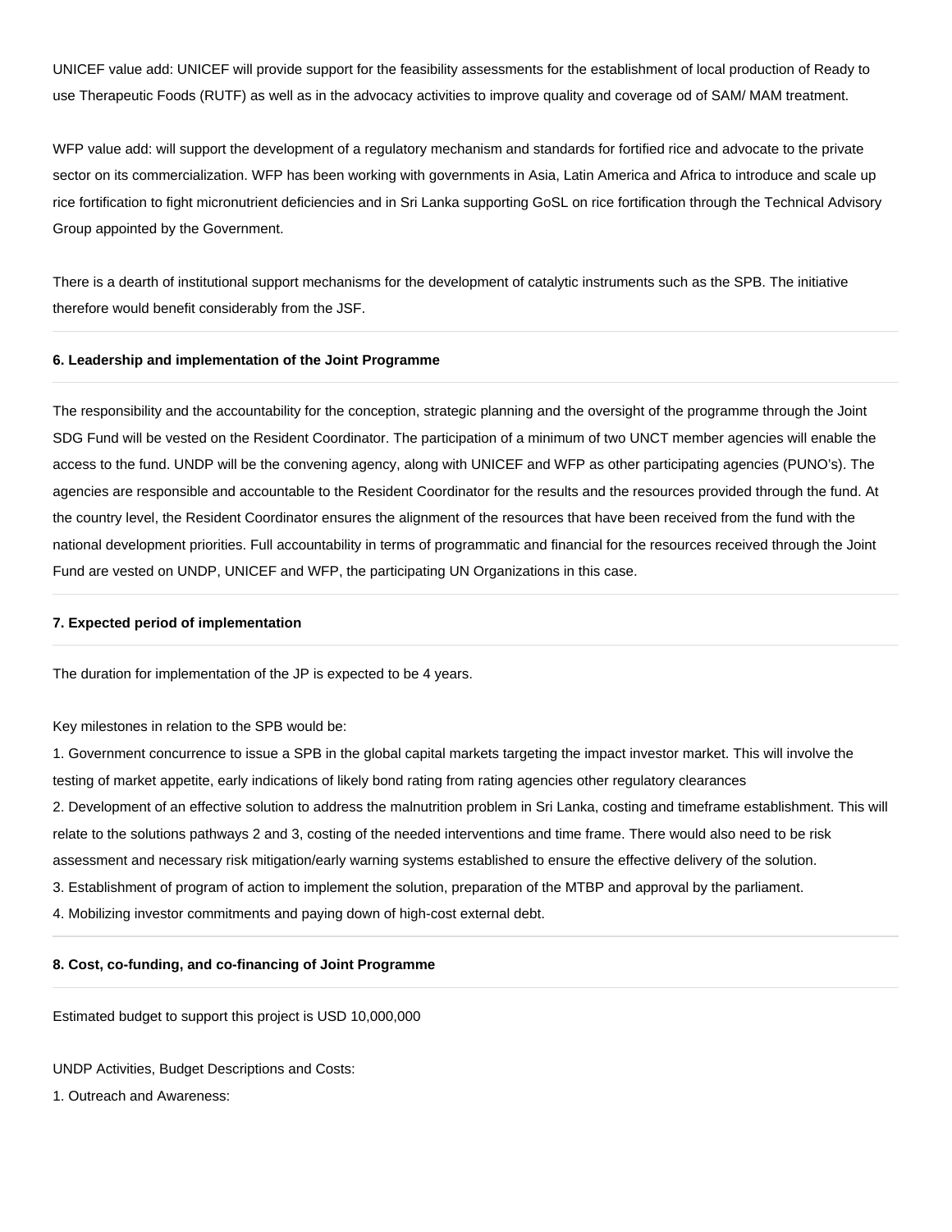UNICEF value add: UNICEF will provide support for the feasibility assessments for the establishment of local production of Ready to use Therapeutic Foods (RUTF) as well as in the advocacy activities to improve quality and coverage od of SAM/ MAM treatment.

WFP value add: will support the development of a regulatory mechanism and standards for fortified rice and advocate to the private sector on its commercialization. WFP has been working with governments in Asia, Latin America and Africa to introduce and scale up rice fortification to fight micronutrient deficiencies and in Sri Lanka supporting GoSL on rice fortification through the Technical Advisory Group appointed by the Government.

There is a dearth of institutional support mechanisms for the development of catalytic instruments such as the SPB. The initiative therefore would benefit considerably from the JSF.

#### 6. Leadership and implementation of the Joint Programme

The responsibility and the accountability for the conception, strategic planning and the oversight of the programme through the Joint SDG Fund will be vested on the Resident Coordinator. The participation of a minimum of two UNCT member agencies will enable the access to the fund. UNDP will be the convening agency, along with UNICEF and WFP as other participating agencies (PUNO's). The agencies are responsible and accountable to the Resident Coordinator for the results and the resources provided through the fund. At the country level, the Resident Coordinator ensures the alignment of the resources that have been received from the fund with the national development priorities. Full accountability in terms of programmatic and financial for the resources received through the Joint Fund are vested on UNDP, UNICEF and WFP, the participating UN Organizations in this case.

#### 7. Expected period of implementation

The duration for implementation of the JP is expected to be 4 years.

Key milestones in relation to the SPB would be:

1. Government concurrence to issue a SPB in the global capital markets targeting the impact investor market. This will involve the testing of market appetite, early indications of likely bond rating from rating agencies other regulatory clearances
2. Development of an effective solution to address the malnutrition problem in Sri Lanka, costing and timeframe establishment. This will relate to the solutions pathways 2 and 3, costing of the needed interventions and time frame. There would also need to be risk assessment and necessary risk mitigation/early warning systems established to ensure the effective delivery of the solution.
3. Establishment of program of action to implement the solution, preparation of the MTBP and approval by the parliament.
4. Mobilizing investor commitments and paying down of high-cost external debt.

#### 8. Cost, co-funding, and co-financing of Joint Programme

Estimated budget to support this project is USD 10,000,000

UNDP Activities, Budget Descriptions and Costs:

1. Outreach and Awareness: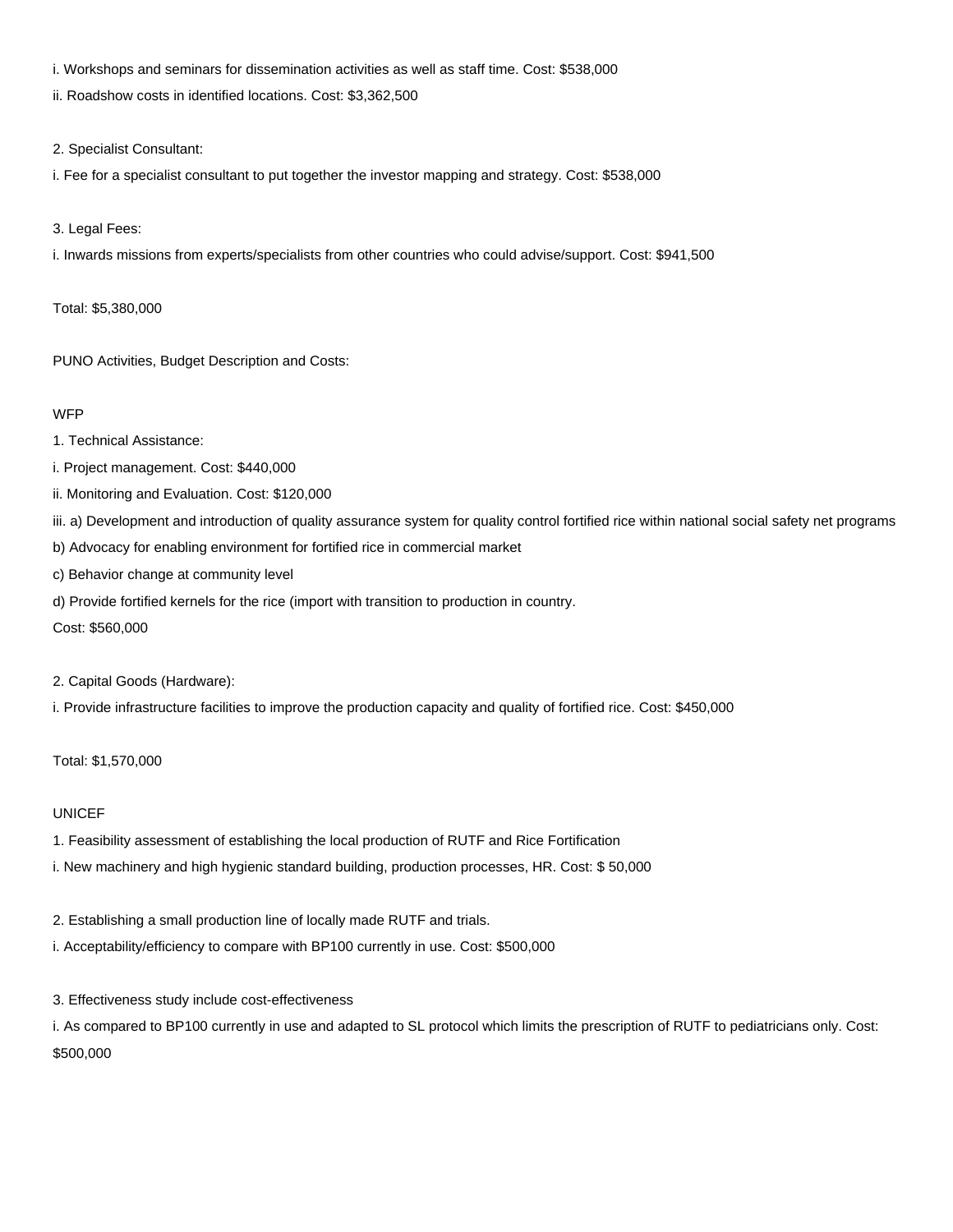i. Workshops and seminars for dissemination activities as well as staff time. Cost: $538,000

ii. Roadshow costs in identified locations. Cost: $3,362,500

2. Specialist Consultant:

i. Fee for a specialist consultant to put together the investor mapping and strategy. Cost: $538,000

3. Legal Fees:

i. Inwards missions from experts/specialists from other countries who could advise/support. Cost: $941,500

Total: $5,380,000

PUNO Activities, Budget Description and Costs:

WFP

1. Technical Assistance:

i. Project management. Cost: $440,000

ii. Monitoring and Evaluation. Cost: $120,000

iii. a) Development and introduction of quality assurance system for quality control fortified rice within national social safety net programs

b) Advocacy for enabling environment for fortified rice in commercial market

c) Behavior change at community level

d) Provide fortified kernels for the rice (import with transition to production in country.

Cost: $560,000

2. Capital Goods (Hardware):

i. Provide infrastructure facilities to improve the production capacity and quality of fortified rice. Cost: $450,000

Total: $1,570,000

UNICEF

1. Feasibility assessment of establishing the local production of RUTF and Rice Fortification

i. New machinery and high hygienic standard building, production processes, HR. Cost: $ 50,000

2. Establishing a small production line of locally made RUTF and trials.

i. Acceptability/efficiency to compare with BP100 currently in use. Cost: $500,000

3. Effectiveness study include cost-effectiveness

i. As compared to BP100 currently in use and adapted to SL protocol which limits the prescription of RUTF to pediatricians only. Cost: $500,000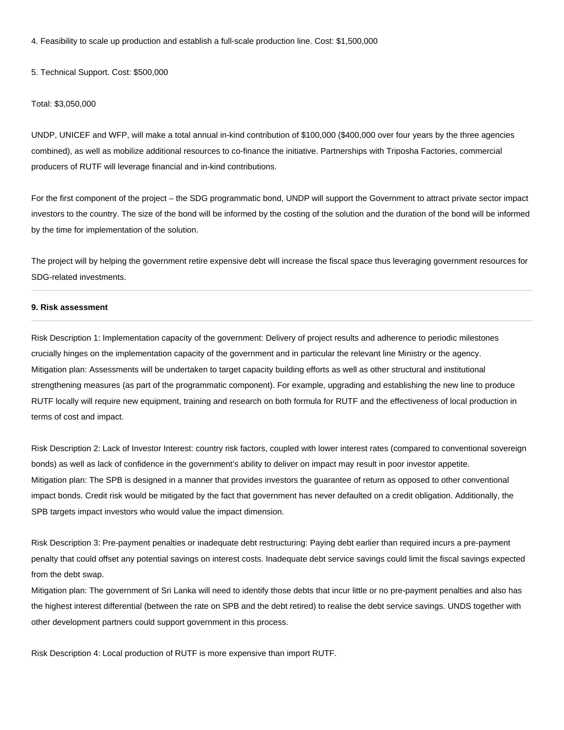4. Feasibility to scale up production and establish a full-scale production line. Cost: $1,500,000

5. Technical Support. Cost: $500,000

Total: $3,050,000

UNDP, UNICEF and WFP, will make a total annual in-kind contribution of $100,000 ($400,000 over four years by the three agencies combined), as well as mobilize additional resources to co-finance the initiative. Partnerships with Triposha Factories, commercial producers of RUTF will leverage financial and in-kind contributions.

For the first component of the project – the SDG programmatic bond, UNDP will support the Government to attract private sector impact investors to the country. The size of the bond will be informed by the costing of the solution and the duration of the bond will be informed by the time for implementation of the solution.

The project will by helping the government retire expensive debt will increase the fiscal space thus leveraging government resources for SDG-related investments.

---

**9. Risk assessment**

---

Risk Description 1: Implementation capacity of the government: Delivery of project results and adherence to periodic milestones crucially hinges on the implementation capacity of the government and in particular the relevant line Ministry or the agency.
Mitigation plan: Assessments will be undertaken to target capacity building efforts as well as other structural and institutional strengthening measures (as part of the programmatic component). For example, upgrading and establishing the new line to produce RUTF locally will require new equipment, training and research on both formula for RUTF and the effectiveness of local production in terms of cost and impact.

Risk Description 2: Lack of Investor Interest: country risk factors, coupled with lower interest rates (compared to conventional sovereign bonds) as well as lack of confidence in the government's ability to deliver on impact may result in poor investor appetite.
Mitigation plan: The SPB is designed in a manner that provides investors the guarantee of return as opposed to other conventional impact bonds. Credit risk would be mitigated by the fact that government has never defaulted on a credit obligation. Additionally, the SPB targets impact investors who would value the impact dimension.

Risk Description 3: Pre-payment penalties or inadequate debt restructuring: Paying debt earlier than required incurs a pre-payment penalty that could offset any potential savings on interest costs. Inadequate debt service savings could limit the fiscal savings expected from the debt swap.
Mitigation plan: The government of Sri Lanka will need to identify those debts that incur little or no pre-payment penalties and also has the highest interest differential (between the rate on SPB and the debt retired) to realise the debt service savings. UNDS together with other development partners could support government in this process.

Risk Description 4: Local production of RUTF is more expensive than import RUTF.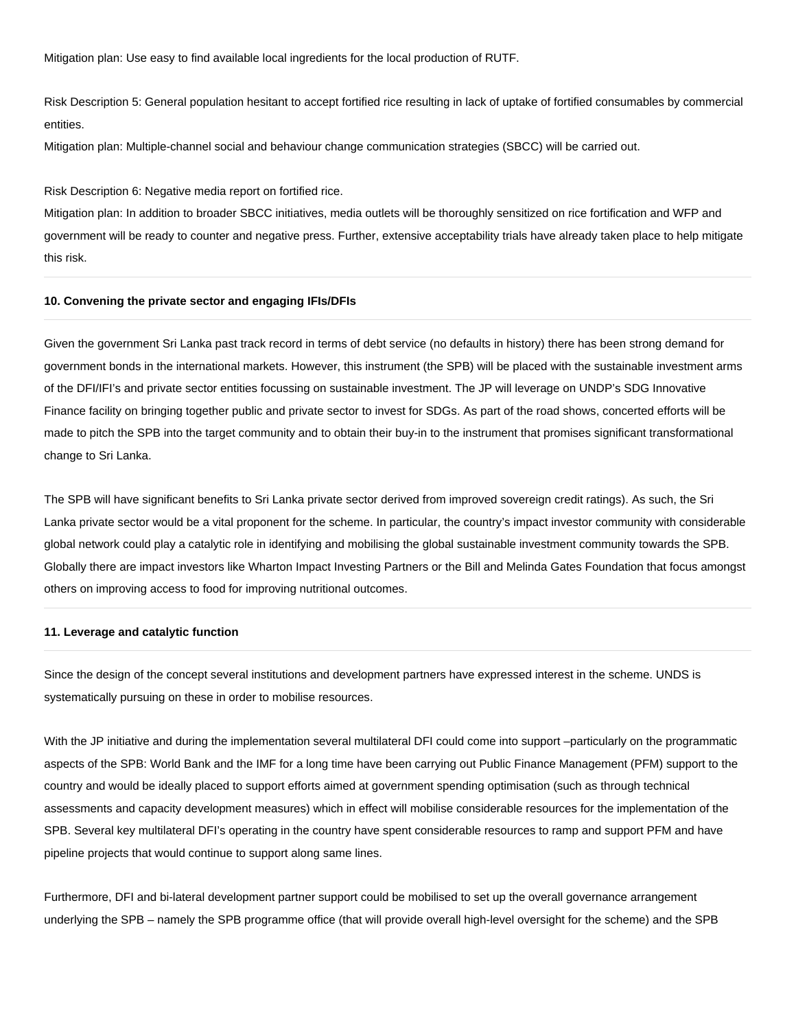Mitigation plan: Use easy to find available local ingredients for the local production of RUTF.

Risk Description 5: General population hesitant to accept fortified rice resulting in lack of uptake of fortified consumables by commercial entities.
Mitigation plan: Multiple-channel social and behaviour change communication strategies (SBCC) will be carried out.

Risk Description 6: Negative media report on fortified rice.
Mitigation plan: In addition to broader SBCC initiatives, media outlets will be thoroughly sensitized on rice fortification and WFP and government will be ready to counter and negative press. Further, extensive acceptability trials have already taken place to help mitigate this risk.

---

**10. Convening the private sector and engaging IFIs/DFIs**

---

Given the government Sri Lanka past track record in terms of debt service (no defaults in history) there has been strong demand for government bonds in the international markets. However, this instrument (the SPB) will be placed with the sustainable investment arms of the DFI/IFI's and private sector entities focussing on sustainable investment. The JP will leverage on UNDP's SDG Innovative Finance facility on bringing together public and private sector to invest for SDGs. As part of the road shows, concerted efforts will be made to pitch the SPB into the target community and to obtain their buy-in to the instrument that promises significant transformational change to Sri Lanka.

The SPB will have significant benefits to Sri Lanka private sector derived from improved sovereign credit ratings). As such, the Sri Lanka private sector would be a vital proponent for the scheme. In particular, the country's impact investor community with considerable global network could play a catalytic role in identifying and mobilising the global sustainable investment community towards the SPB. Globally there are impact investors like Wharton Impact Investing Partners or the Bill and Melinda Gates Foundation that focus amongst others on improving access to food for improving nutritional outcomes.

---

**11. Leverage and catalytic function**

---

Since the design of the concept several institutions and development partners have expressed interest in the scheme. UNDS is systematically pursuing on these in order to mobilise resources.

With the JP initiative and during the implementation several multilateral DFI could come into support –particularly on the programmatic aspects of the SPB: World Bank and the IMF for a long time have been carrying out Public Finance Management (PFM) support to the country and would be ideally placed to support efforts aimed at government spending optimisation (such as through technical assessments and capacity development measures) which in effect will mobilise considerable resources for the implementation of the SPB. Several key multilateral DFI's operating in the country have spent considerable resources to ramp and support PFM and have pipeline projects that would continue to support along same lines.

Furthermore, DFI and bi-lateral development partner support could be mobilised to set up the overall governance arrangement underlying the SPB – namely the SPB programme office (that will provide overall high-level oversight for the scheme) and the SPB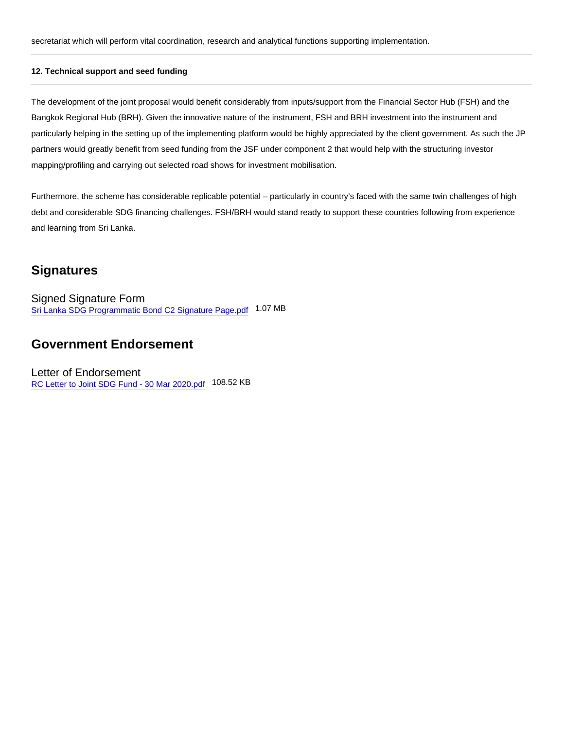secretariat which will perform vital coordination, research and analytical functions supporting implementation.

---

**12. Technical support and seed funding**

---

The development of the joint proposal would benefit considerably from inputs/support from the Financial Sector Hub (FSH) and the Bangkok Regional Hub (BRH). Given the innovative nature of the instrument, FSH and BRH investment into the instrument and particularly helping in the setting up of the implementing platform would be highly appreciated by the client government. As such the JP partners would greatly benefit from seed funding from the JSF under component 2 that would help with the structuring investor mapping/profiling and carrying out selected road shows for investment mobilisation.

Furthermore, the scheme has considerable replicable potential – particularly in country's faced with the same twin challenges of high debt and considerable SDG financing challenges. FSH/BRH would stand ready to support these countries following from experience and learning from Sri Lanka.

## Signatures

Signed Signature Form
Sri Lanka SDG Programmatic Bond C2 Signature Page.pdf 1.07 MB

## Government Endorsement

Letter of Endorsement
RC Letter to Joint SDG Fund - 30 Mar 2020.pdf 108.52 KB